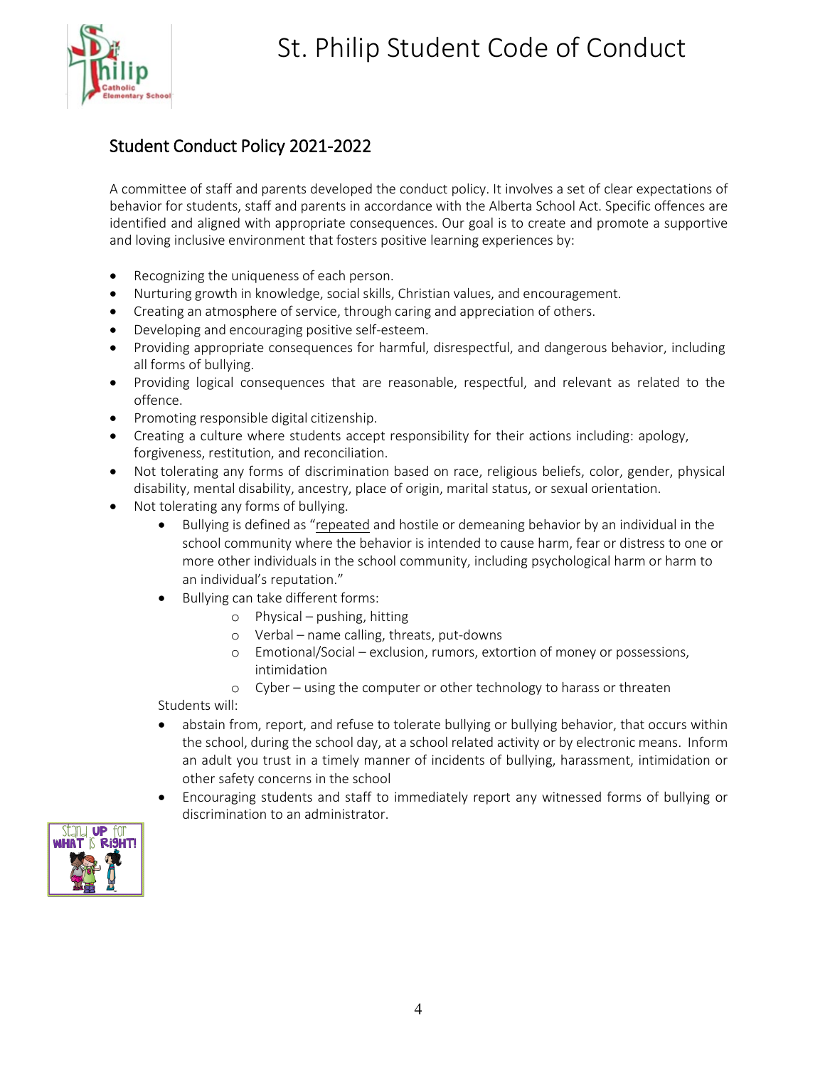# St. Philip Student Code of Conduct

## Student Conduct Policy 2021-2022

A committee of staff and parents developed the conduct policy. It involves a set of clear expectations of behavior for students, staff and parents in accordance with the Alberta School Act. Specific offences are identified and aligned with appropriate consequences. Our goal is to create and promote a supportive and loving inclusive environment that fosters positive learning experiences by:

- Recognizing the uniqueness of each person.
- Nurturing growth in knowledge, social skills, Christian values, and encouragement.
- Creating an atmosphere of service, through caring and appreciation of others.
- Developing and encouraging positive self-esteem.
- Providing appropriate consequences for harmful, disrespectful, and dangerous behavior, including all forms of bullying.
- Providing logical consequences that are reasonable, respectful, and relevant as related to the offence.
- Promoting responsible digital citizenship.
- Creating a culture where students accept responsibility for their actions including: apology, forgiveness, restitution, and reconciliation.
- Not tolerating any forms of discrimination based on race, religious beliefs, color, gender, physical disability, mental disability, ancestry, place of origin, marital status, or sexual orientation.
- Not tolerating any forms of bullying.
    - Bullying is defined as "repeated and hostile or demeaning behavior by an individual in the school community where the behavior is intended to cause harm, fear or distress to one or more other individuals in the school community, including psychological harm or harm to an individual's reputation."
    - Bullying can take different forms:
        - Physical – pushing, hitting
        - Verbal – name calling, threats, put-downs
        - Emotional/Social – exclusion, rumors, extortion of money or possessions, intimidation
        - Cyber – using the computer or other technology to harass or threaten

    Students will:

    - abstain from, report, and refuse to tolerate bullying or bullying behavior, that occurs within the school, during the school day, at a school related activity or by electronic means. Inform an adult you trust in a timely manner of incidents of bullying, harassment, intimidation or other safety concerns in the school
    - Encouraging students and staff to immediately report any witnessed forms of bullying or discrimination to an administrator.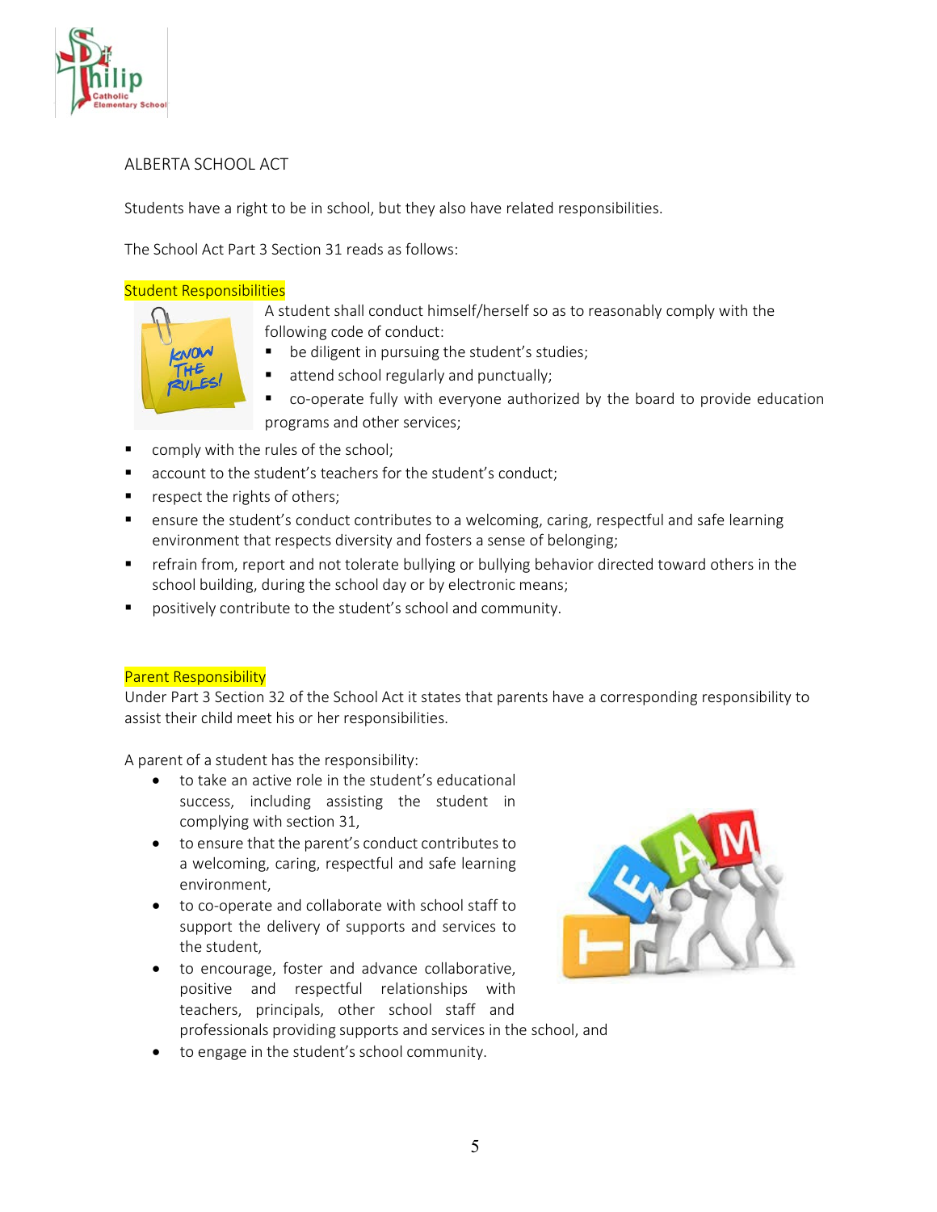## ALBERTA SCHOOL ACT

Students have a right to be in school, but they also have related responsibilities.

The School Act Part 3 Section 31 reads as follows:

### Student Responsibilities

A student shall conduct himself/herself so as to reasonably comply with the following code of conduct:

- be diligent in pursuing the student's studies;
- attend school regularly and punctually;
- co-operate fully with everyone authorized by the board to provide education programs and other services;
- comply with the rules of the school;
- account to the student's teachers for the student's conduct;
- respect the rights of others;
- ensure the student's conduct contributes to a welcoming, caring, respectful and safe learning environment that respects diversity and fosters a sense of belonging;
- refrain from, report and not tolerate bullying or bullying behavior directed toward others in the school building, during the school day or by electronic means;
- positively contribute to the student's school and community.

### Parent Responsibility

Under Part 3 Section 32 of the School Act it states that parents have a corresponding responsibility to assist their child meet his or her responsibilities.

A parent of a student has the responsibility:

- to take an active role in the student's educational success, including assisting the student in complying with section 31,
- to ensure that the parent's conduct contributes to a welcoming, caring, respectful and safe learning environment,
- to co-operate and collaborate with school staff to support the delivery of supports and services to the student,
- to encourage, foster and advance collaborative, positive and respectful relationships with teachers, principals, other school staff and professionals providing supports and services in the school, and
- to engage in the student's school community.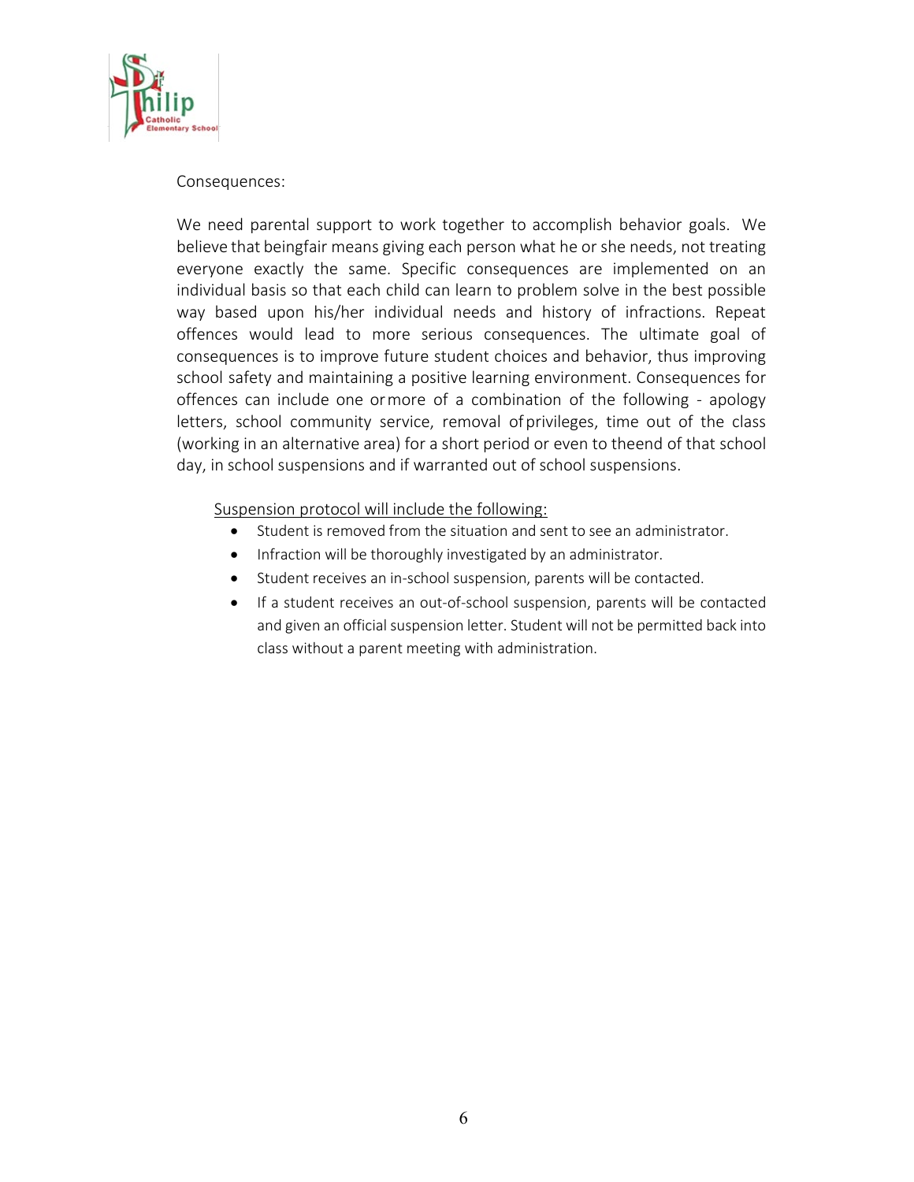Consequences:

We need parental support to work together to accomplish behavior goals. We believe that beingfair means giving each person what he or she needs, not treating everyone exactly the same. Specific consequences are implemented on an individual basis so that each child can learn to problem solve in the best possible way based upon his/her individual needs and history of infractions. Repeat offences would lead to more serious consequences. The ultimate goal of consequences is to improve future student choices and behavior, thus improving school safety and maintaining a positive learning environment. Consequences for offences can include one ormore of a combination of the following - apology letters, school community service, removal ofprivileges, time out of the class (working in an alternative area) for a short period or even to theend of that school day, in school suspensions and if warranted out of school suspensions.

<u>Suspension protocol will include the following:</u>

- Student is removed from the situation and sent to see an administrator.
- Infraction will be thoroughly investigated by an administrator.
- Student receives an in-school suspension, parents will be contacted.
- If a student receives an out-of-school suspension, parents will be contacted and given an official suspension letter. Student will not be permitted back into class without a parent meeting with administration.